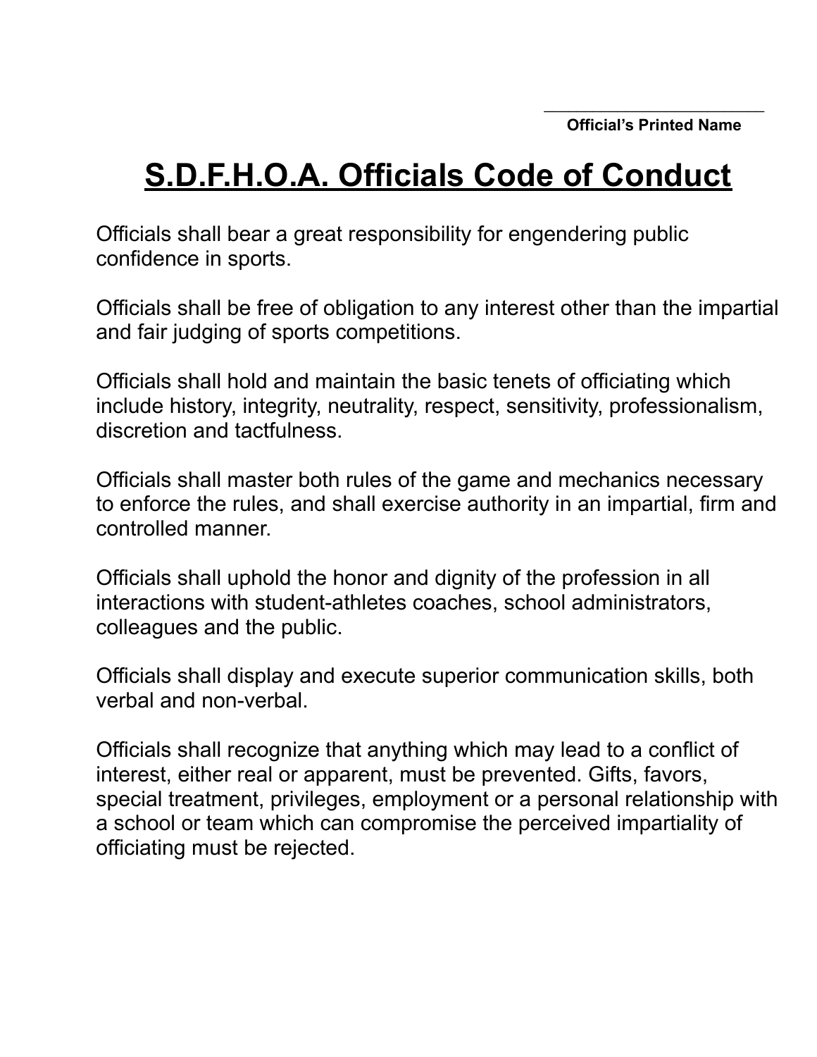_________________________

**Official's Printed Name**

# S.D.F.H.O.A. Officials Code of Conduct

Officials shall bear a great responsibility for engendering public confidence in sports.

Officials shall be free of obligation to any interest other than the impartial and fair judging of sports competitions.

Officials shall hold and maintain the basic tenets of officiating which include history, integrity, neutrality, respect, sensitivity, professionalism, discretion and tactfulness.

Officials shall master both rules of the game and mechanics necessary to enforce the rules, and shall exercise authority in an impartial, firm and controlled manner.

Officials shall uphold the honor and dignity of the profession in all interactions with student-athletes coaches, school administrators, colleagues and the public.

Officials shall display and execute superior communication skills, both verbal and non-verbal.

Officials shall recognize that anything which may lead to a conflict of interest, either real or apparent, must be prevented. Gifts, favors, special treatment, privileges, employment or a personal relationship with a school or team which can compromise the perceived impartiality of officiating must be rejected.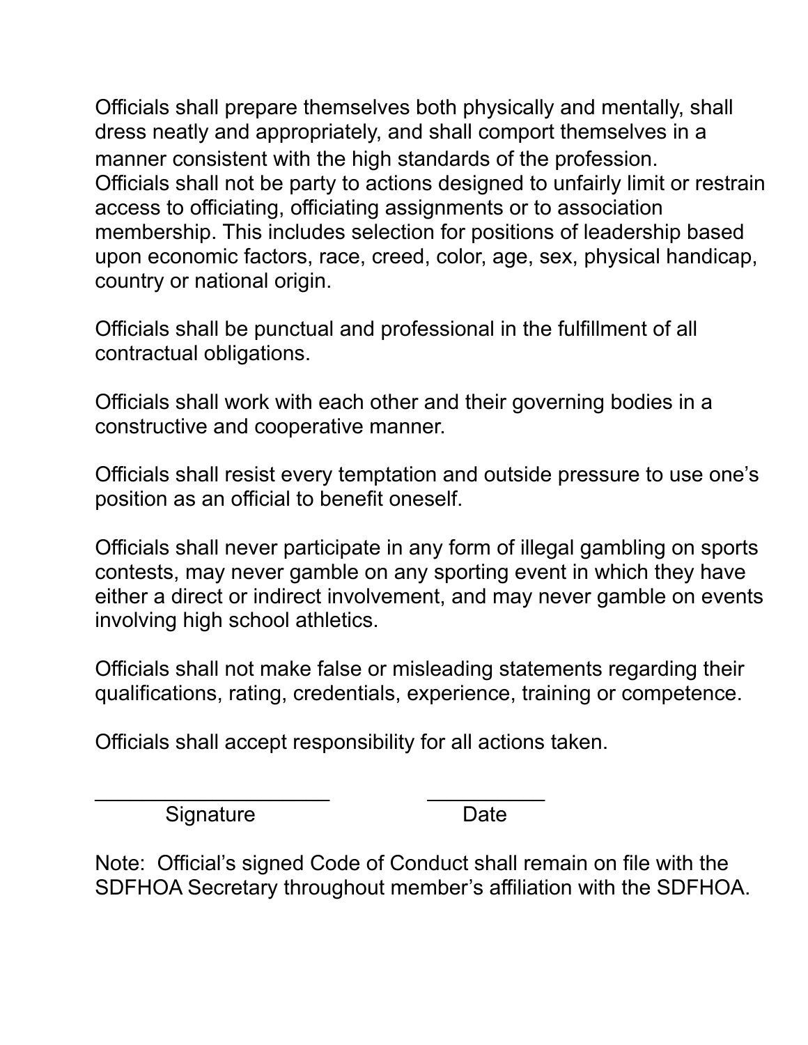Officials shall prepare themselves both physically and mentally, shall dress neatly and appropriately, and shall comport themselves in a manner consistent with the high standards of the profession.
Officials shall not be party to actions designed to unfairly limit or restrain access to officiating, officiating assignments or to association membership. This includes selection for positions of leadership based upon economic factors, race, creed, color, age, sex, physical handicap, country or national origin.

Officials shall be punctual and professional in the fulfillment of all contractual obligations.

Officials shall work with each other and their governing bodies in a constructive and cooperative manner.

Officials shall resist every temptation and outside pressure to use one's position as an official to benefit oneself.

Officials shall never participate in any form of illegal gambling on sports contests, may never gamble on any sporting event in which they have either a direct or indirect involvement, and may never gamble on events involving high school athletics.

Officials shall not make false or misleading statements regarding their qualifications, rating, credentials, experience, training or competence.

Officials shall accept responsibility for all actions taken.

\_\_\_\_\_\_\_\_\_\_\_\_\_\_\_\_\_\_\_\_ \_\_\_\_\_\_\_\_\_\_

Signature Date

Note: Official's signed Code of Conduct shall remain on file with the SDFHOA Secretary throughout member's affiliation with the SDFHOA.